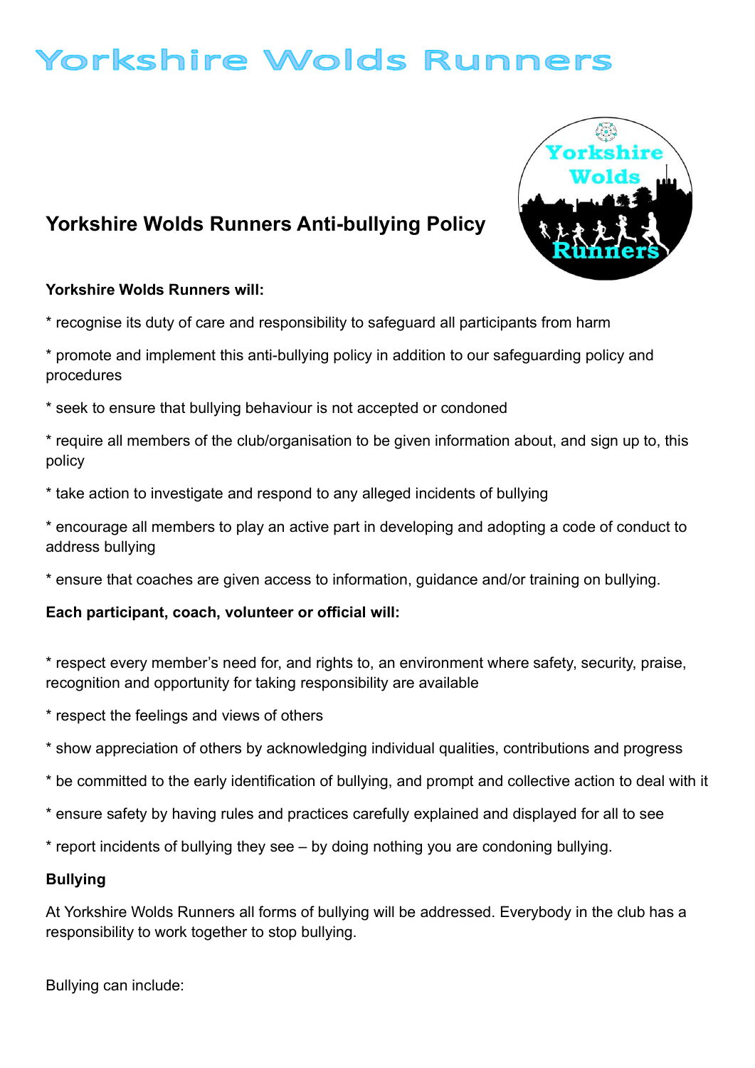# Yorkshire Wolds Runners

## Yorkshire Wolds Runners Anti-bullying Policy

**Yorkshire Wolds Runners will:**

* recognise its duty of care and responsibility to safeguard all participants from harm

* promote and implement this anti-bullying policy in addition to our safeguarding policy and procedures

* seek to ensure that bullying behaviour is not accepted or condoned

* require all members of the club/organisation to be given information about, and sign up to, this policy

* take action to investigate and respond to any alleged incidents of bullying

* encourage all members to play an active part in developing and adopting a code of conduct to address bullying

* ensure that coaches are given access to information, guidance and/or training on bullying.

**Each participant, coach, volunteer or official will:**

* respect every member's need for, and rights to, an environment where safety, security, praise, recognition and opportunity for taking responsibility are available

* respect the feelings and views of others

* show appreciation of others by acknowledging individual qualities, contributions and progress

* be committed to the early identification of bullying, and prompt and collective action to deal with it

* ensure safety by having rules and practices carefully explained and displayed for all to see

* report incidents of bullying they see – by doing nothing you are condoning bullying.

**Bullying**

At Yorkshire Wolds Runners all forms of bullying will be addressed. Everybody in the club has a responsibility to work together to stop bullying.

Bullying can include: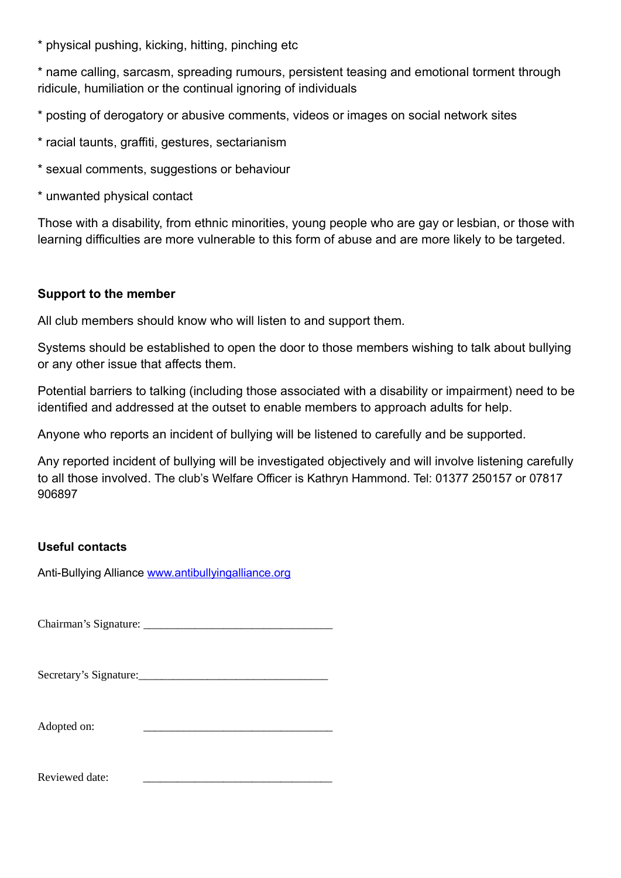* physical pushing, kicking, hitting, pinching etc

* name calling, sarcasm, spreading rumours, persistent teasing and emotional torment through ridicule, humiliation or the continual ignoring of individuals

* posting of derogatory or abusive comments, videos or images on social network sites

* racial taunts, graffiti, gestures, sectarianism

* sexual comments, suggestions or behaviour

* unwanted physical contact

Those with a disability, from ethnic minorities, young people who are gay or lesbian, or those with learning difficulties are more vulnerable to this form of abuse and are more likely to be targeted.

**Support to the member**

All club members should know who will listen to and support them.

Systems should be established to open the door to those members wishing to talk about bullying or any other issue that affects them.

Potential barriers to talking (including those associated with a disability or impairment) need to be identified and addressed at the outset to enable members to approach adults for help.

Anyone who reports an incident of bullying will be listened to carefully and be supported.

Any reported incident of bullying will be investigated objectively and will involve listening carefully to all those involved. The club's Welfare Officer is Kathryn Hammond. Tel: 01377 250157 or 07817 906897

**Useful contacts**

Anti-Bullying Alliance www.antibullyingalliance.org

Chairman's Signature: ________________________________

Secretary's Signature:________________________________

Adopted on: ________________________________

Reviewed date: ________________________________